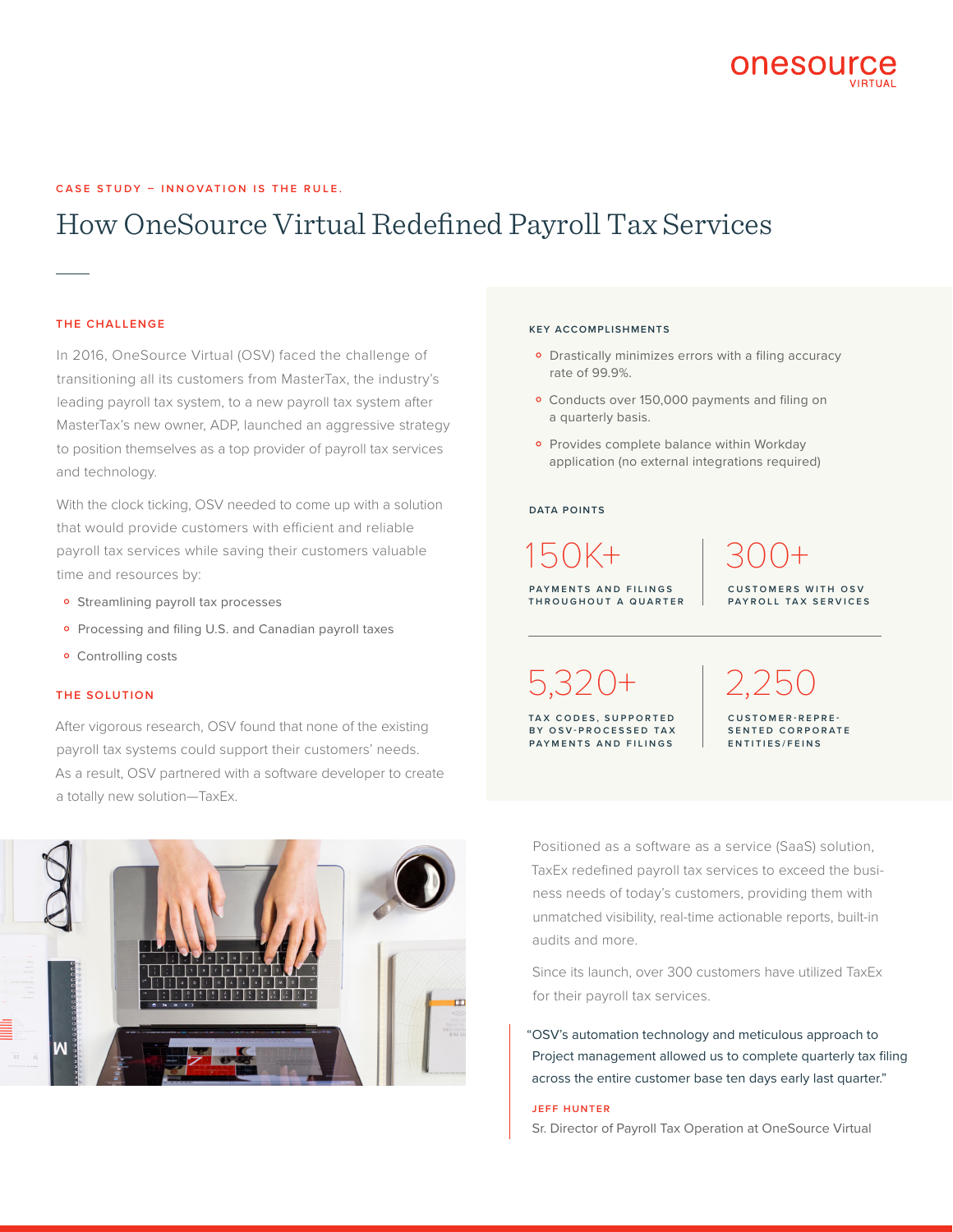onesource
VIRTUAL

CASE STUDY – INNOVATION IS THE RULE.

# How OneSource Virtual Redefined Payroll Tax Services

## THE CHALLENGE

In 2016, OneSource Virtual (OSV) faced the challenge of transitioning all its customers from MasterTax, the industry's leading payroll tax system, to a new payroll tax system after MasterTax's new owner, ADP, launched an aggressive strategy to position themselves as a top provider of payroll tax services and technology.

With the clock ticking, OSV needed to come up with a solution that would provide customers with efficient and reliable payroll tax services while saving their customers valuable time and resources by:

- Streamlining payroll tax processes
- Processing and filing U.S. and Canadian payroll taxes
- Controlling costs

## THE SOLUTION

After vigorous research, OSV found that none of the existing payroll tax systems could support their customers' needs. As a result, OSV partnered with a software developer to create a totally new solution—TaxEx.

Positioned as a software as a service (SaaS) solution, TaxEx redefined payroll tax services to exceed the business needs of today's customers, providing them with unmatched visibility, real-time actionable reports, built-in audits and more.

Since its launch, over 300 customers have utilized TaxEx for their payroll tax services.

> "OSV's automation technology and meticulous approach to Project management allowed us to complete quarterly tax filing across the entire customer base ten days early last quarter."
>
> **JEFF HUNTER**
> Sr. Director of Payroll Tax Operation at OneSource Virtual

### KEY ACCOMPLISHMENTS

- Drastically minimizes errors with a filing accuracy rate of 99.9%.
- Conducts over 150,000 payments and filing on a quarterly basis.
- Provides complete balance within Workday application (no external integrations required)

### DATA POINTS

| | |
|---|---|
| **150K+** PAYMENTS AND FILINGS THROUGHOUT A QUARTER | **300+** CUSTOMERS WITH OSV PAYROLL TAX SERVICES |
| **5,320+** TAX CODES, SUPPORTED BY OSV-PROCESSED TAX PAYMENTS AND FILINGS | **2,250** CUSTOMER-REPRESENTED CORPORATE ENTITIES/FEINS |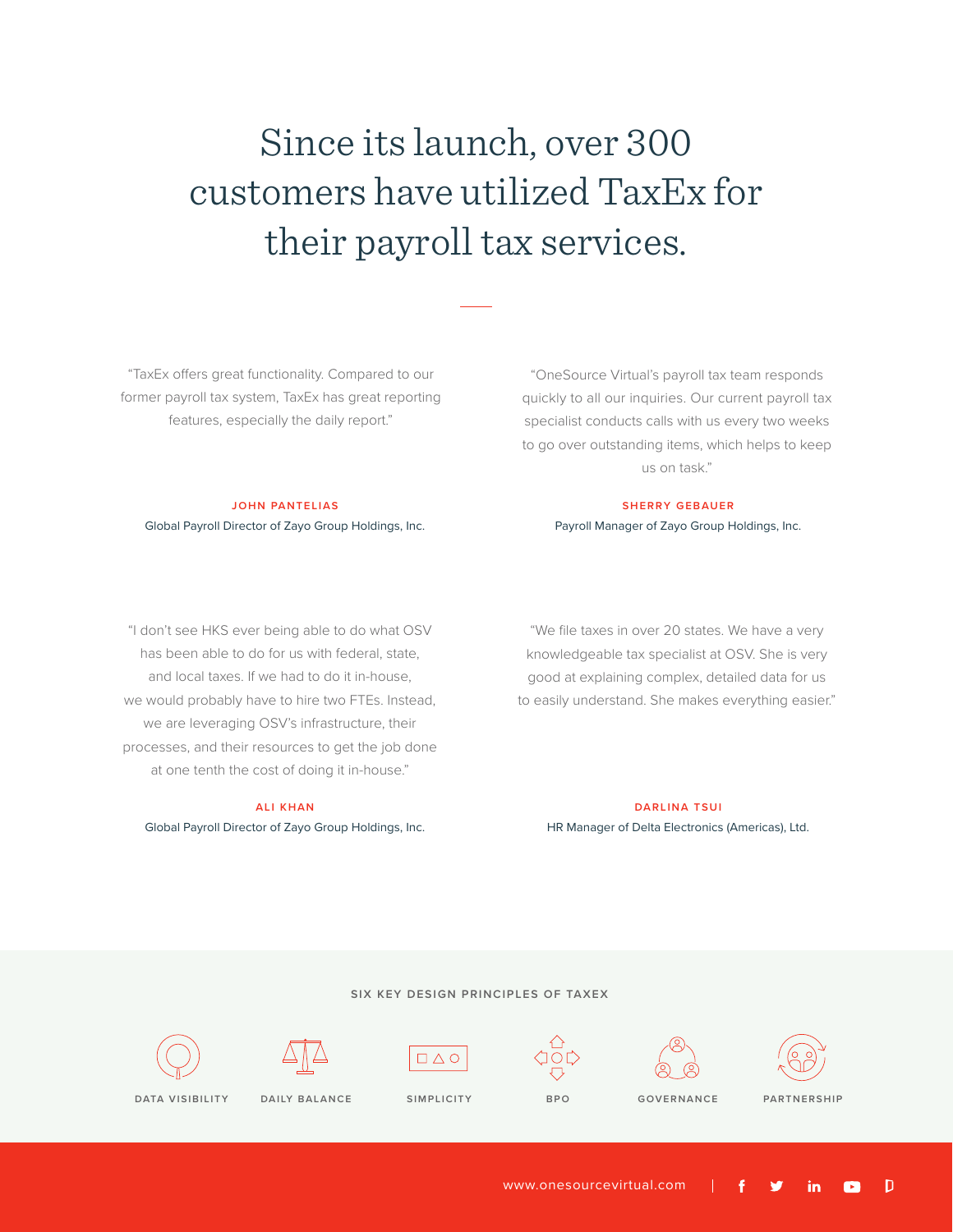# Since its launch, over 300 customers have utilized TaxEx for their payroll tax services.

"TaxEx offers great functionality. Compared to our former payroll tax system, TaxEx has great reporting features, especially the daily report."

**JOHN PANTELIAS**
Global Payroll Director of Zayo Group Holdings, Inc.

"OneSource Virtual's payroll tax team responds quickly to all our inquiries. Our current payroll tax specialist conducts calls with us every two weeks to go over outstanding items, which helps to keep us on task."

**SHERRY GEBAUER**
Payroll Manager of Zayo Group Holdings, Inc.

"I don't see HKS ever being able to do what OSV has been able to do for us with federal, state, and local taxes. If we had to do it in-house, we would probably have to hire two FTEs. Instead, we are leveraging OSV's infrastructure, their processes, and their resources to get the job done at one tenth the cost of doing it in-house."

**ALI KHAN**
Global Payroll Director of Zayo Group Holdings, Inc.

"We file taxes in over 20 states. We have a very knowledgeable tax specialist at OSV. She is very good at explaining complex, detailed data for us to easily understand. She makes everything easier."

**DARLINA TSUI**
HR Manager of Delta Electronics (Americas), Ltd.

## SIX KEY DESIGN PRINCIPLES OF TAXEX

- DATA VISIBILITY
- DAILY BALANCE
- SIMPLICITY
- BPO
- GOVERNANCE
- PARTNERSHIP

www.onesourcevirtual.com